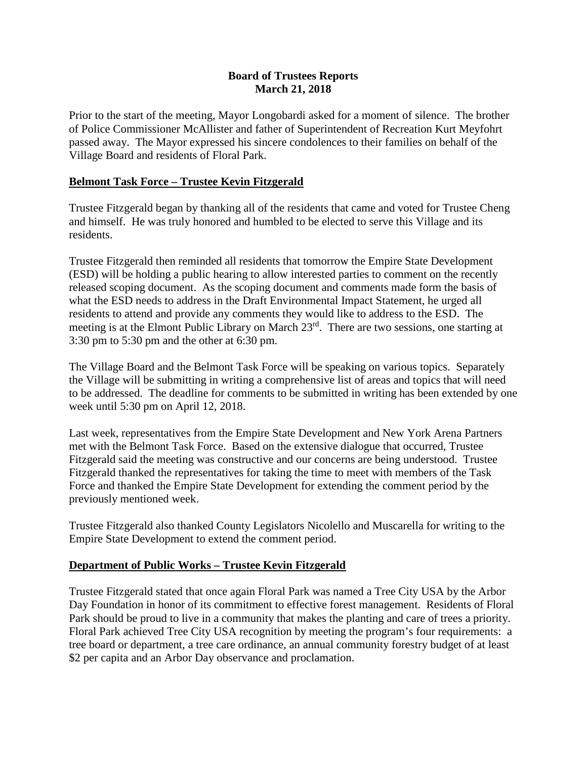**Board of Trustees Reports**
**March 21, 2018**

Prior to the start of the meeting, Mayor Longobardi asked for a moment of silence. The brother of Police Commissioner McAllister and father of Superintendent of Recreation Kurt Meyfohrt passed away. The Mayor expressed his sincere condolences to their families on behalf of the Village Board and residents of Floral Park.

## Belmont Task Force – Trustee Kevin Fitzgerald

Trustee Fitzgerald began by thanking all of the residents that came and voted for Trustee Cheng and himself. He was truly honored and humbled to be elected to serve this Village and its residents.

Trustee Fitzgerald then reminded all residents that tomorrow the Empire State Development (ESD) will be holding a public hearing to allow interested parties to comment on the recently released scoping document. As the scoping document and comments made form the basis of what the ESD needs to address in the Draft Environmental Impact Statement, he urged all residents to attend and provide any comments they would like to address to the ESD. The meeting is at the Elmont Public Library on March 23rd. There are two sessions, one starting at 3:30 pm to 5:30 pm and the other at 6:30 pm.

The Village Board and the Belmont Task Force will be speaking on various topics. Separately the Village will be submitting in writing a comprehensive list of areas and topics that will need to be addressed. The deadline for comments to be submitted in writing has been extended by one week until 5:30 pm on April 12, 2018.

Last week, representatives from the Empire State Development and New York Arena Partners met with the Belmont Task Force. Based on the extensive dialogue that occurred, Trustee Fitzgerald said the meeting was constructive and our concerns are being understood. Trustee Fitzgerald thanked the representatives for taking the time to meet with members of the Task Force and thanked the Empire State Development for extending the comment period by the previously mentioned week.

Trustee Fitzgerald also thanked County Legislators Nicolello and Muscarella for writing to the Empire State Development to extend the comment period.

## Department of Public Works – Trustee Kevin Fitzgerald

Trustee Fitzgerald stated that once again Floral Park was named a Tree City USA by the Arbor Day Foundation in honor of its commitment to effective forest management. Residents of Floral Park should be proud to live in a community that makes the planting and care of trees a priority. Floral Park achieved Tree City USA recognition by meeting the program's four requirements: a tree board or department, a tree care ordinance, an annual community forestry budget of at least $2 per capita and an Arbor Day observance and proclamation.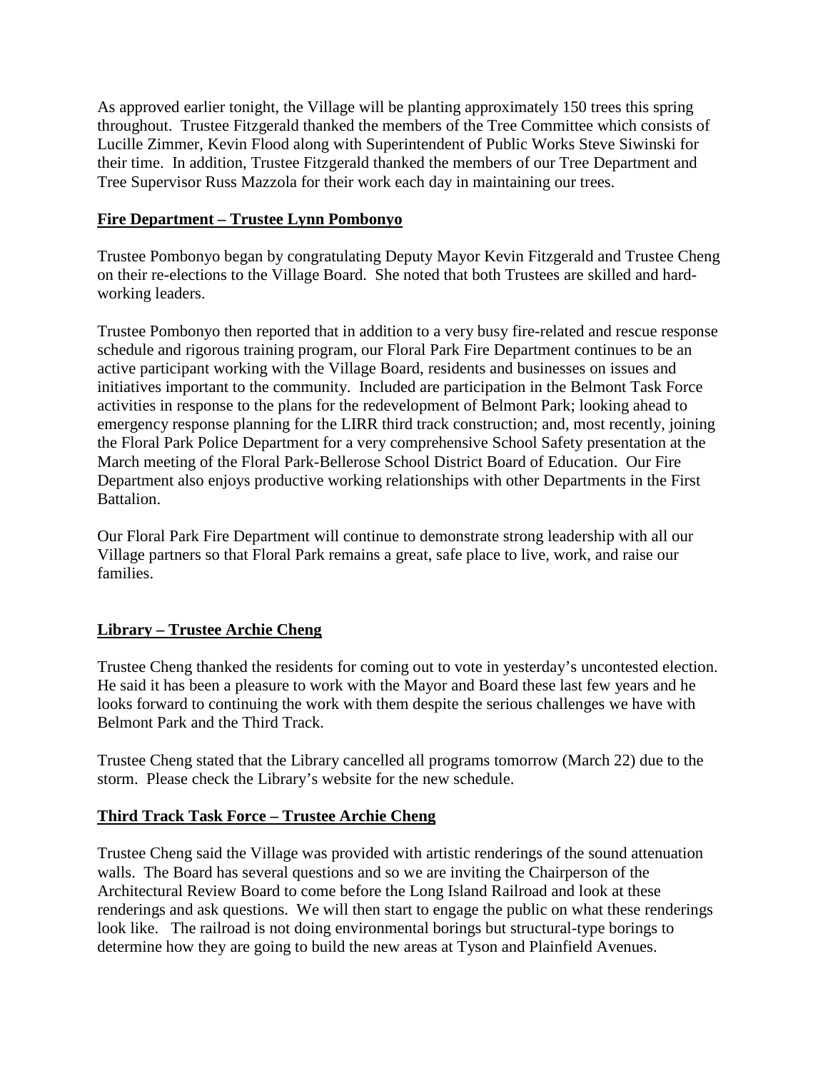As approved earlier tonight, the Village will be planting approximately 150 trees this spring throughout. Trustee Fitzgerald thanked the members of the Tree Committee which consists of Lucille Zimmer, Kevin Flood along with Superintendent of Public Works Steve Siwinski for their time. In addition, Trustee Fitzgerald thanked the members of our Tree Department and Tree Supervisor Russ Mazzola for their work each day in maintaining our trees.

**<u>Fire Department – Trustee Lynn Pombonyo</u>**

Trustee Pombonyo began by congratulating Deputy Mayor Kevin Fitzgerald and Trustee Cheng on their re-elections to the Village Board. She noted that both Trustees are skilled and hard-working leaders.

Trustee Pombonyo then reported that in addition to a very busy fire-related and rescue response schedule and rigorous training program, our Floral Park Fire Department continues to be an active participant working with the Village Board, residents and businesses on issues and initiatives important to the community. Included are participation in the Belmont Task Force activities in response to the plans for the redevelopment of Belmont Park; looking ahead to emergency response planning for the LIRR third track construction; and, most recently, joining the Floral Park Police Department for a very comprehensive School Safety presentation at the March meeting of the Floral Park-Bellerose School District Board of Education. Our Fire Department also enjoys productive working relationships with other Departments in the First Battalion.

Our Floral Park Fire Department will continue to demonstrate strong leadership with all our Village partners so that Floral Park remains a great, safe place to live, work, and raise our families.

**<u>Library – Trustee Archie Cheng</u>**

Trustee Cheng thanked the residents for coming out to vote in yesterday's uncontested election. He said it has been a pleasure to work with the Mayor and Board these last few years and he looks forward to continuing the work with them despite the serious challenges we have with Belmont Park and the Third Track.

Trustee Cheng stated that the Library cancelled all programs tomorrow (March 22) due to the storm. Please check the Library's website for the new schedule.

**<u>Third Track Task Force – Trustee Archie Cheng</u>**

Trustee Cheng said the Village was provided with artistic renderings of the sound attenuation walls. The Board has several questions and so we are inviting the Chairperson of the Architectural Review Board to come before the Long Island Railroad and look at these renderings and ask questions. We will then start to engage the public on what these renderings look like. The railroad is not doing environmental borings but structural-type borings to determine how they are going to build the new areas at Tyson and Plainfield Avenues.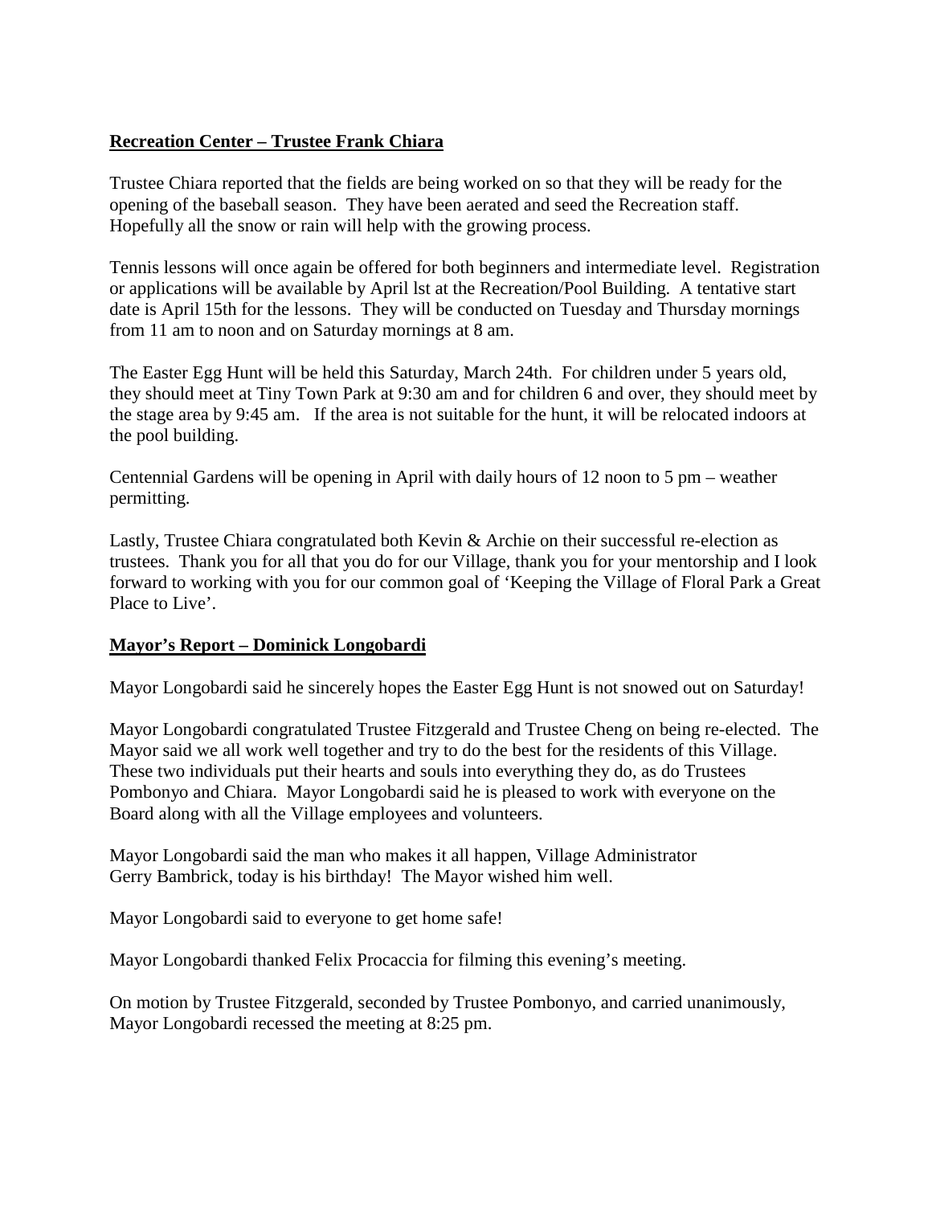**Recreation Center – Trustee Frank Chiara**

Trustee Chiara reported that the fields are being worked on so that they will be ready for the opening of the baseball season. They have been aerated and seed the Recreation staff. Hopefully all the snow or rain will help with the growing process.

Tennis lessons will once again be offered for both beginners and intermediate level. Registration or applications will be available by April lst at the Recreation/Pool Building. A tentative start date is April 15th for the lessons. They will be conducted on Tuesday and Thursday mornings from 11 am to noon and on Saturday mornings at 8 am.

The Easter Egg Hunt will be held this Saturday, March 24th. For children under 5 years old, they should meet at Tiny Town Park at 9:30 am and for children 6 and over, they should meet by the stage area by 9:45 am. If the area is not suitable for the hunt, it will be relocated indoors at the pool building.

Centennial Gardens will be opening in April with daily hours of 12 noon to 5 pm – weather permitting.

Lastly, Trustee Chiara congratulated both Kevin & Archie on their successful re-election as trustees. Thank you for all that you do for our Village, thank you for your mentorship and I look forward to working with you for our common goal of 'Keeping the Village of Floral Park a Great Place to Live'.

**Mayor's Report – Dominick Longobardi**

Mayor Longobardi said he sincerely hopes the Easter Egg Hunt is not snowed out on Saturday!

Mayor Longobardi congratulated Trustee Fitzgerald and Trustee Cheng on being re-elected. The Mayor said we all work well together and try to do the best for the residents of this Village. These two individuals put their hearts and souls into everything they do, as do Trustees Pombonyo and Chiara. Mayor Longobardi said he is pleased to work with everyone on the Board along with all the Village employees and volunteers.

Mayor Longobardi said the man who makes it all happen, Village Administrator Gerry Bambrick, today is his birthday! The Mayor wished him well.

Mayor Longobardi said to everyone to get home safe!

Mayor Longobardi thanked Felix Procaccia for filming this evening's meeting.

On motion by Trustee Fitzgerald, seconded by Trustee Pombonyo, and carried unanimously, Mayor Longobardi recessed the meeting at 8:25 pm.